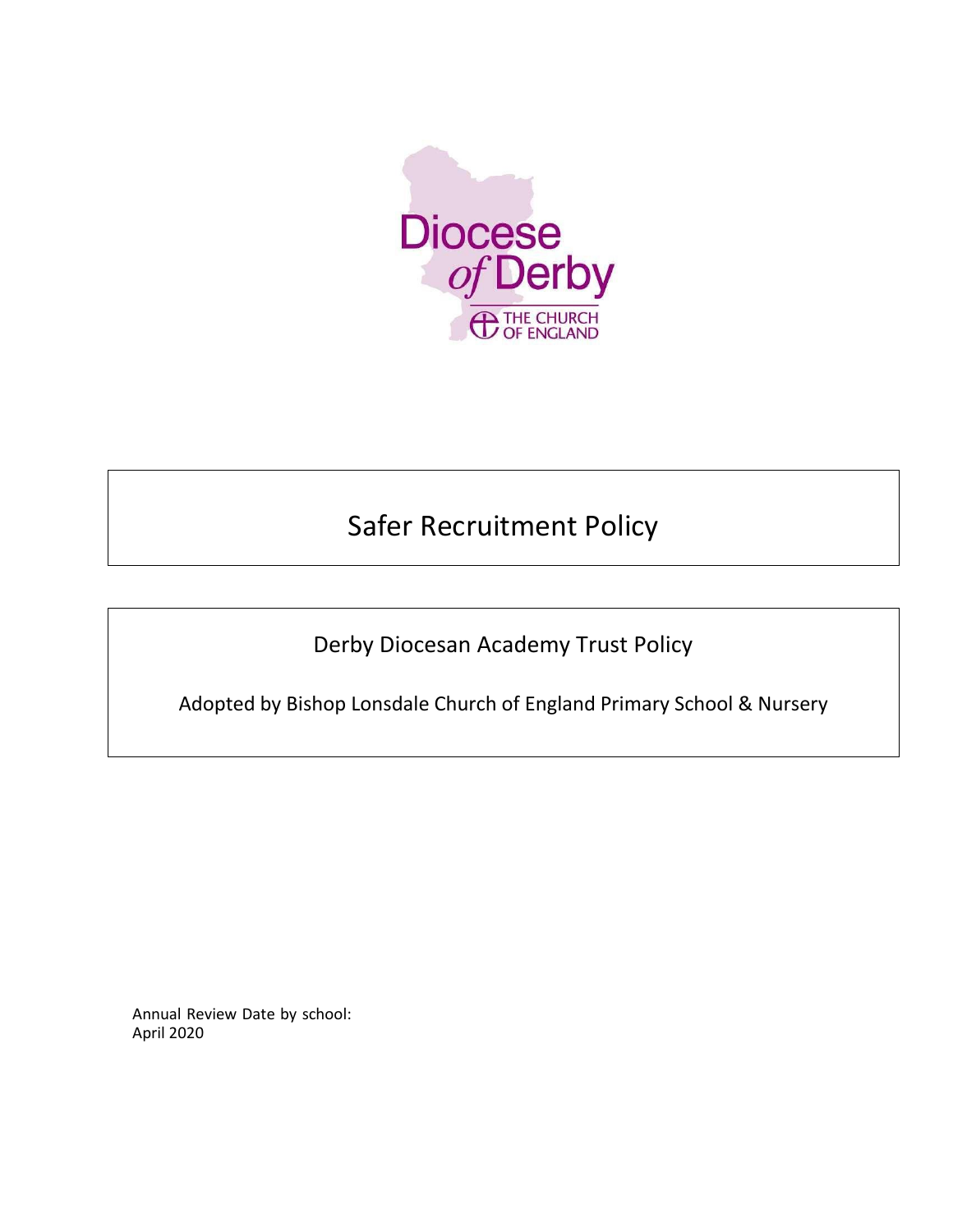Diocese of Derby

THE CHURCH OF ENGLAND

# Safer Recruitment Policy

Derby Diocesan Academy Trust Policy

Adopted by Bishop Lonsdale Church of England Primary School & Nursery

Annual Review Date by school:
April 2020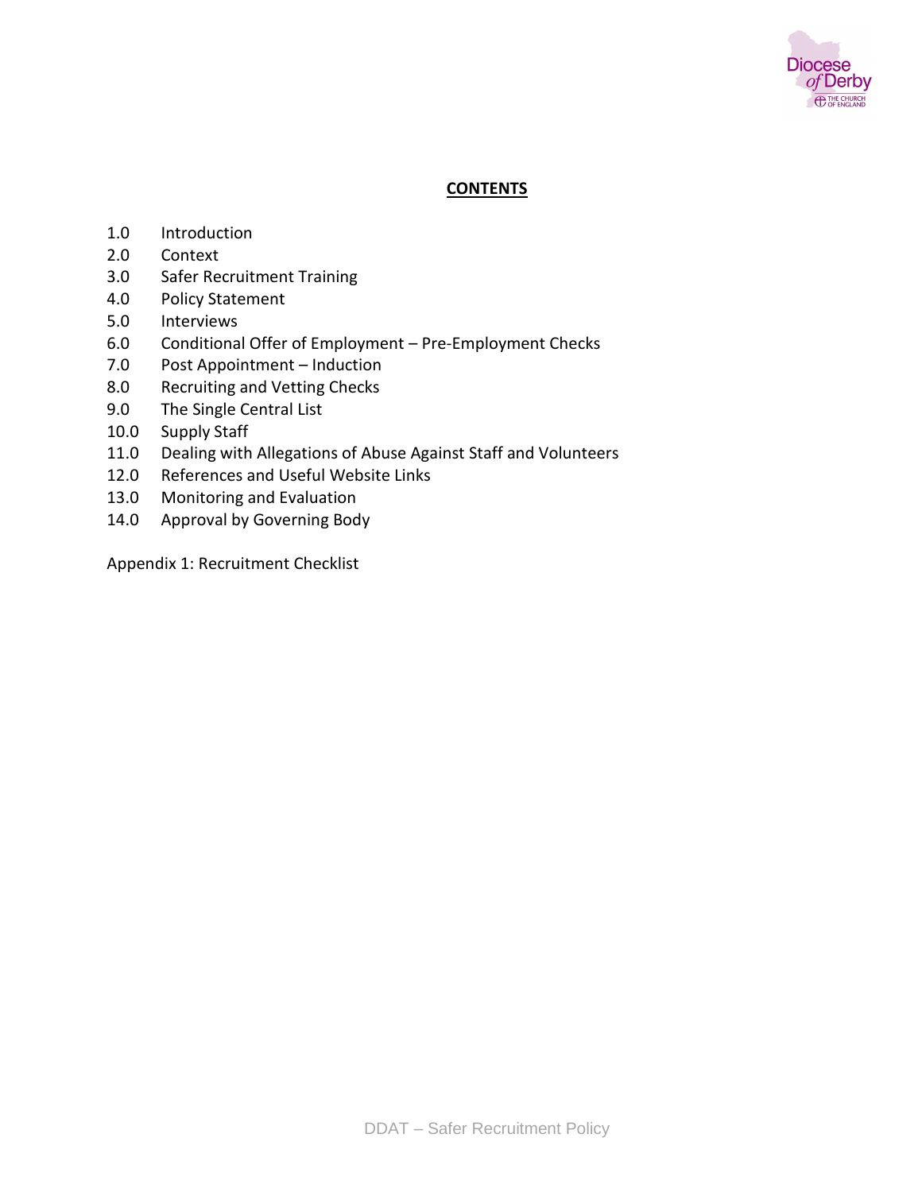**CONTENTS**

1.0 Introduction
2.0 Context
3.0 Safer Recruitment Training
4.0 Policy Statement
5.0 Interviews
6.0 Conditional Offer of Employment – Pre-Employment Checks
7.0 Post Appointment – Induction
8.0 Recruiting and Vetting Checks
9.0 The Single Central List
10.0 Supply Staff
11.0 Dealing with Allegations of Abuse Against Staff and Volunteers
12.0 References and Useful Website Links
13.0 Monitoring and Evaluation
14.0 Approval by Governing Body

Appendix 1: Recruitment Checklist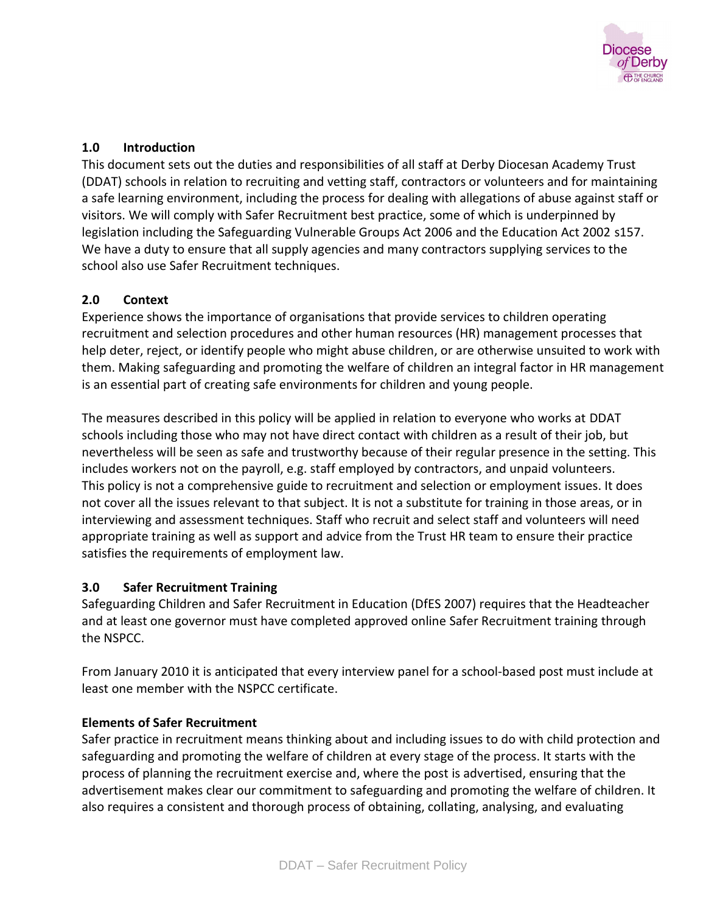## 1.0 Introduction

This document sets out the duties and responsibilities of all staff at Derby Diocesan Academy Trust (DDAT) schools in relation to recruiting and vetting staff, contractors or volunteers and for maintaining a safe learning environment, including the process for dealing with allegations of abuse against staff or visitors. We will comply with Safer Recruitment best practice, some of which is underpinned by legislation including the Safeguarding Vulnerable Groups Act 2006 and the Education Act 2002 s157. We have a duty to ensure that all supply agencies and many contractors supplying services to the school also use Safer Recruitment techniques.

## 2.0 Context

Experience shows the importance of organisations that provide services to children operating recruitment and selection procedures and other human resources (HR) management processes that help deter, reject, or identify people who might abuse children, or are otherwise unsuited to work with them. Making safeguarding and promoting the welfare of children an integral factor in HR management is an essential part of creating safe environments for children and young people.

The measures described in this policy will be applied in relation to everyone who works at DDAT schools including those who may not have direct contact with children as a result of their job, but nevertheless will be seen as safe and trustworthy because of their regular presence in the setting. This includes workers not on the payroll, e.g. staff employed by contractors, and unpaid volunteers. This policy is not a comprehensive guide to recruitment and selection or employment issues. It does not cover all the issues relevant to that subject. It is not a substitute for training in those areas, or in interviewing and assessment techniques. Staff who recruit and select staff and volunteers will need appropriate training as well as support and advice from the Trust HR team to ensure their practice satisfies the requirements of employment law.

## 3.0 Safer Recruitment Training

Safeguarding Children and Safer Recruitment in Education (DfES 2007) requires that the Headteacher and at least one governor must have completed approved online Safer Recruitment training through the NSPCC.

From January 2010 it is anticipated that every interview panel for a school-based post must include at least one member with the NSPCC certificate.

### Elements of Safer Recruitment

Safer practice in recruitment means thinking about and including issues to do with child protection and safeguarding and promoting the welfare of children at every stage of the process. It starts with the process of planning the recruitment exercise and, where the post is advertised, ensuring that the advertisement makes clear our commitment to safeguarding and promoting the welfare of children. It also requires a consistent and thorough process of obtaining, collating, analysing, and evaluating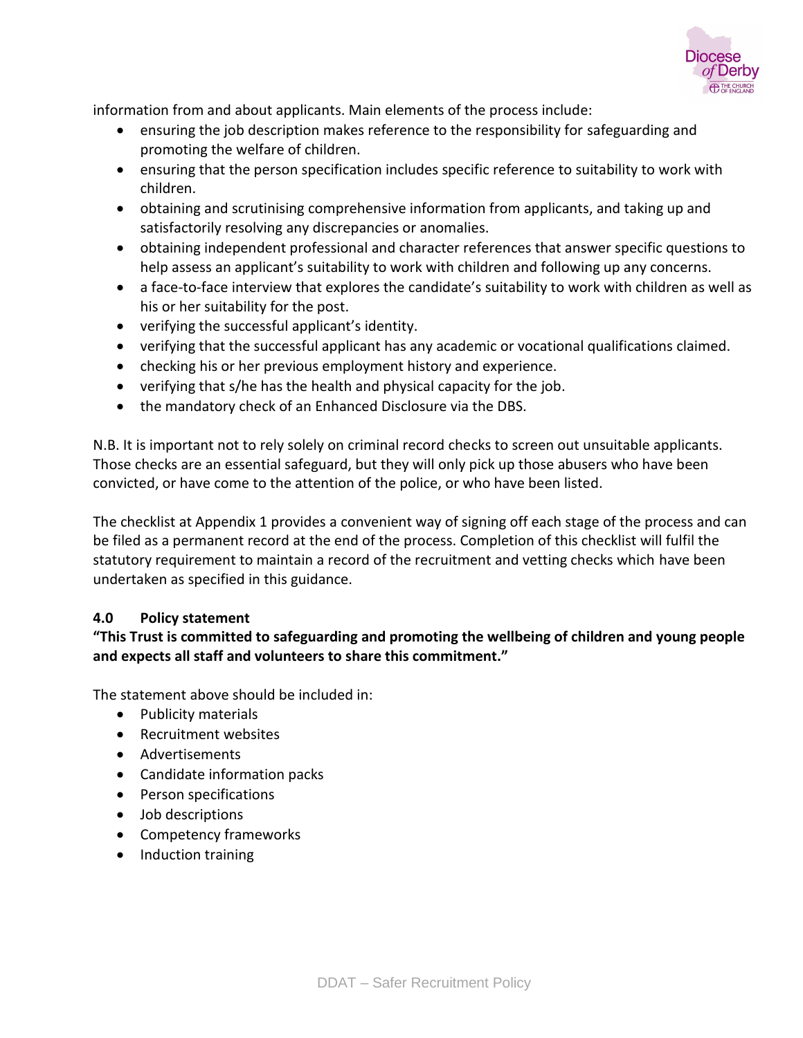information from and about applicants. Main elements of the process include:

- ensuring the job description makes reference to the responsibility for safeguarding and promoting the welfare of children.
- ensuring that the person specification includes specific reference to suitability to work with children.
- obtaining and scrutinising comprehensive information from applicants, and taking up and satisfactorily resolving any discrepancies or anomalies.
- obtaining independent professional and character references that answer specific questions to help assess an applicant's suitability to work with children and following up any concerns.
- a face-to-face interview that explores the candidate's suitability to work with children as well as his or her suitability for the post.
- verifying the successful applicant's identity.
- verifying that the successful applicant has any academic or vocational qualifications claimed.
- checking his or her previous employment history and experience.
- verifying that s/he has the health and physical capacity for the job.
- the mandatory check of an Enhanced Disclosure via the DBS.

N.B. It is important not to rely solely on criminal record checks to screen out unsuitable applicants. Those checks are an essential safeguard, but they will only pick up those abusers who have been convicted, or have come to the attention of the police, or who have been listed.

The checklist at Appendix 1 provides a convenient way of signing off each stage of the process and can be filed as a permanent record at the end of the process. Completion of this checklist will fulfil the statutory requirement to maintain a record of the recruitment and vetting checks which have been undertaken as specified in this guidance.

## 4.0 Policy statement

**"This Trust is committed to safeguarding and promoting the wellbeing of children and young people and expects all staff and volunteers to share this commitment."**

The statement above should be included in:

- Publicity materials
- Recruitment websites
- Advertisements
- Candidate information packs
- Person specifications
- Job descriptions
- Competency frameworks
- Induction training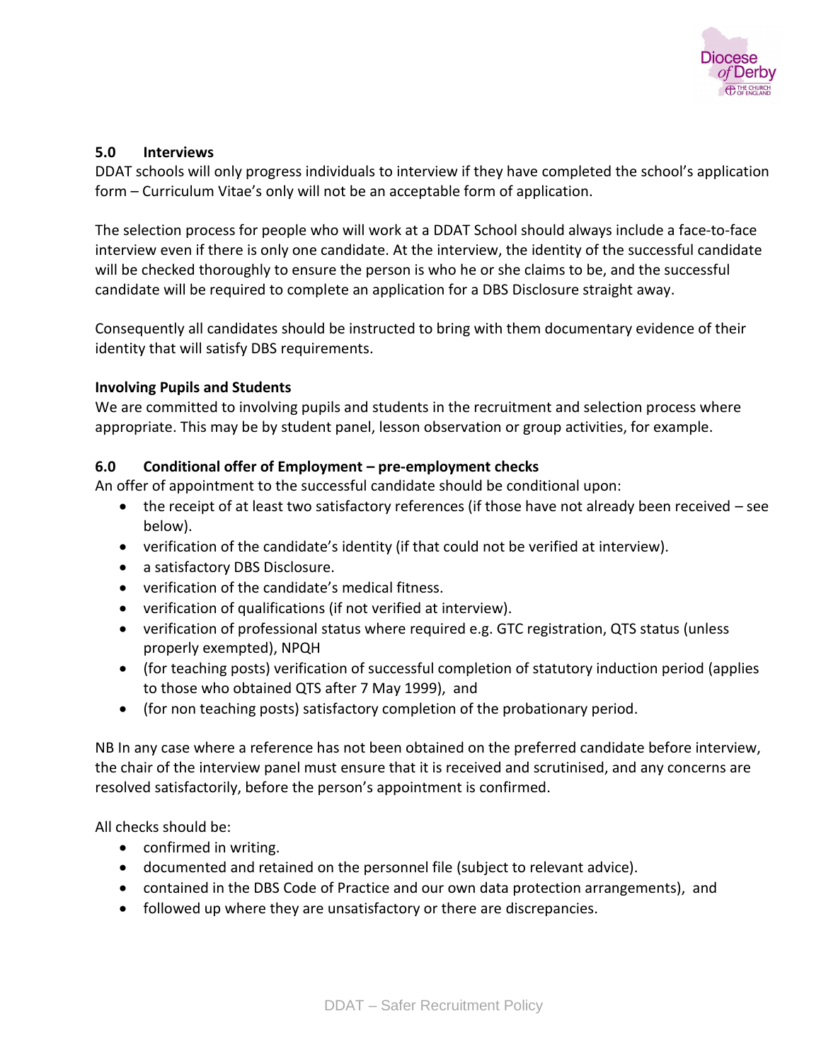## 5.0 Interviews

DDAT schools will only progress individuals to interview if they have completed the school's application form – Curriculum Vitae's only will not be an acceptable form of application.

The selection process for people who will work at a DDAT School should always include a face-to-face interview even if there is only one candidate. At the interview, the identity of the successful candidate will be checked thoroughly to ensure the person is who he or she claims to be, and the successful candidate will be required to complete an application for a DBS Disclosure straight away.

Consequently all candidates should be instructed to bring with them documentary evidence of their identity that will satisfy DBS requirements.

### Involving Pupils and Students

We are committed to involving pupils and students in the recruitment and selection process where appropriate. This may be by student panel, lesson observation or group activities, for example.

## 6.0 Conditional offer of Employment – pre-employment checks

An offer of appointment to the successful candidate should be conditional upon:

- the receipt of at least two satisfactory references (if those have not already been received – see below).
- verification of the candidate's identity (if that could not be verified at interview).
- a satisfactory DBS Disclosure.
- verification of the candidate's medical fitness.
- verification of qualifications (if not verified at interview).
- verification of professional status where required e.g. GTC registration, QTS status (unless properly exempted), NPQH
- (for teaching posts) verification of successful completion of statutory induction period (applies to those who obtained QTS after 7 May 1999), and
- (for non teaching posts) satisfactory completion of the probationary period.

NB In any case where a reference has not been obtained on the preferred candidate before interview, the chair of the interview panel must ensure that it is received and scrutinised, and any concerns are resolved satisfactorily, before the person's appointment is confirmed.

All checks should be:

- confirmed in writing.
- documented and retained on the personnel file (subject to relevant advice).
- contained in the DBS Code of Practice and our own data protection arrangements), and
- followed up where they are unsatisfactory or there are discrepancies.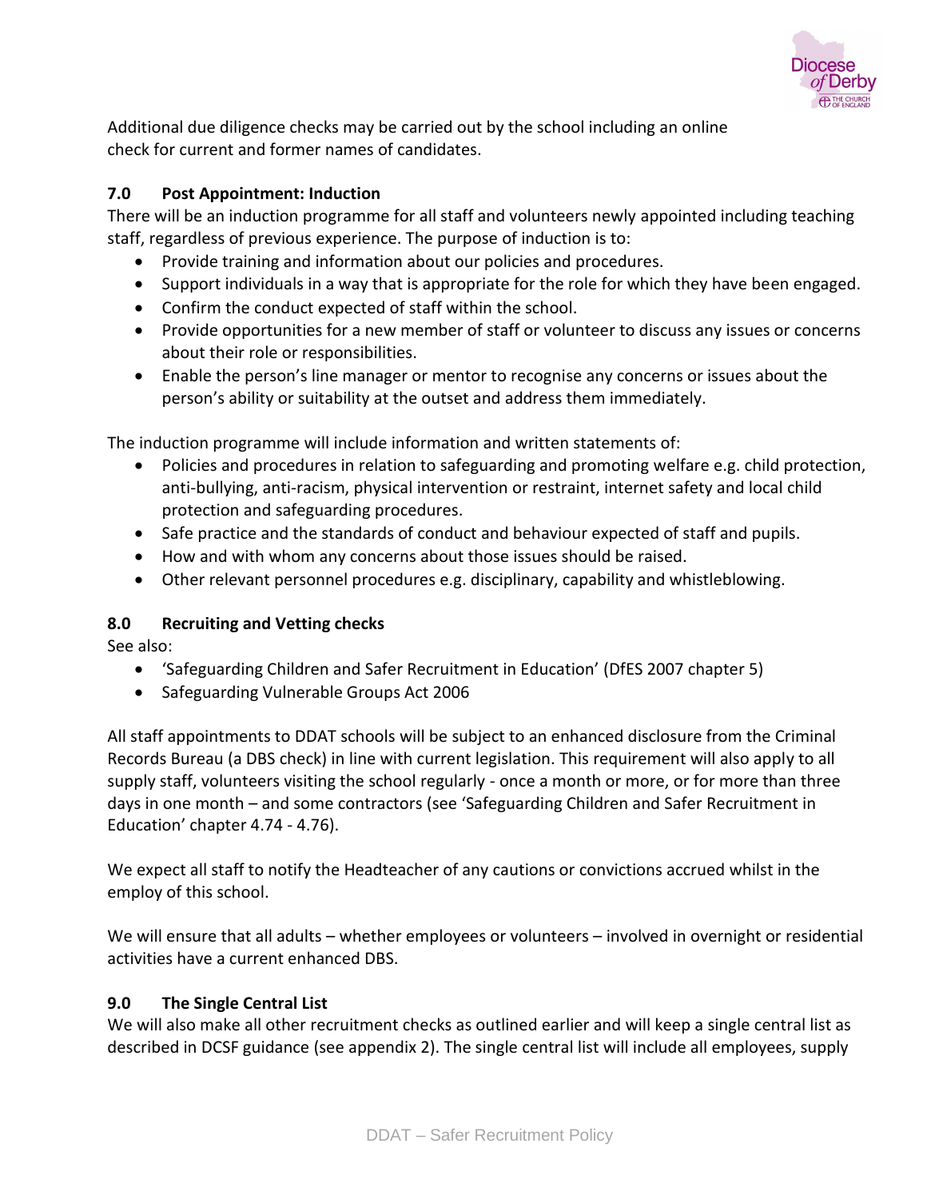Additional due diligence checks may be carried out by the school including an online check for current and former names of candidates.

### 7.0 Post Appointment: Induction

There will be an induction programme for all staff and volunteers newly appointed including teaching staff, regardless of previous experience. The purpose of induction is to:

- Provide training and information about our policies and procedures.
- Support individuals in a way that is appropriate for the role for which they have been engaged.
- Confirm the conduct expected of staff within the school.
- Provide opportunities for a new member of staff or volunteer to discuss any issues or concerns about their role or responsibilities.
- Enable the person's line manager or mentor to recognise any concerns or issues about the person's ability or suitability at the outset and address them immediately.

The induction programme will include information and written statements of:

- Policies and procedures in relation to safeguarding and promoting welfare e.g. child protection, anti-bullying, anti-racism, physical intervention or restraint, internet safety and local child protection and safeguarding procedures.
- Safe practice and the standards of conduct and behaviour expected of staff and pupils.
- How and with whom any concerns about those issues should be raised.
- Other relevant personnel procedures e.g. disciplinary, capability and whistleblowing.

### 8.0 Recruiting and Vetting checks

See also:

- 'Safeguarding Children and Safer Recruitment in Education' (DfES 2007 chapter 5)
- Safeguarding Vulnerable Groups Act 2006

All staff appointments to DDAT schools will be subject to an enhanced disclosure from the Criminal Records Bureau (a DBS check) in line with current legislation. This requirement will also apply to all supply staff, volunteers visiting the school regularly - once a month or more, or for more than three days in one month – and some contractors (see 'Safeguarding Children and Safer Recruitment in Education' chapter 4.74 - 4.76).

We expect all staff to notify the Headteacher of any cautions or convictions accrued whilst in the employ of this school.

We will ensure that all adults – whether employees or volunteers – involved in overnight or residential activities have a current enhanced DBS.

### 9.0 The Single Central List

We will also make all other recruitment checks as outlined earlier and will keep a single central list as described in DCSF guidance (see appendix 2). The single central list will include all employees, supply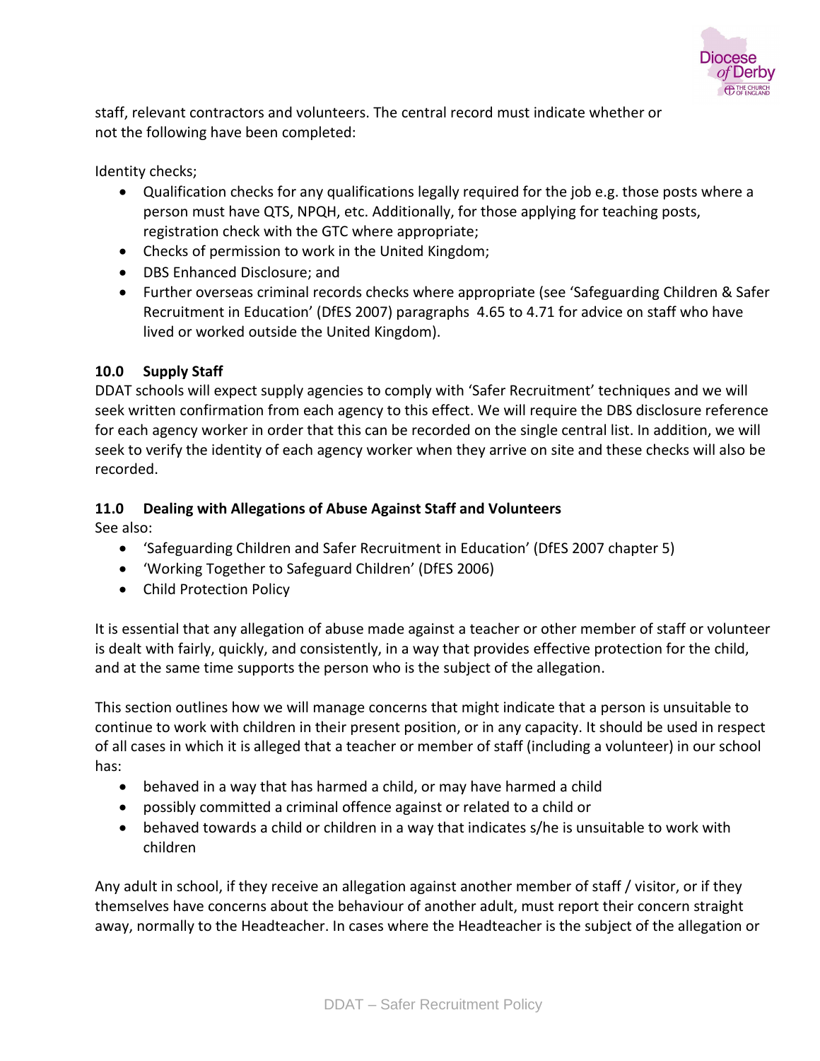staff, relevant contractors and volunteers. The central record must indicate whether or not the following have been completed:

Identity checks;

- Qualification checks for any qualifications legally required for the job e.g. those posts where a person must have QTS, NPQH, etc. Additionally, for those applying for teaching posts, registration check with the GTC where appropriate;
- Checks of permission to work in the United Kingdom;
- DBS Enhanced Disclosure; and
- Further overseas criminal records checks where appropriate (see 'Safeguarding Children & Safer Recruitment in Education' (DfES 2007) paragraphs 4.65 to 4.71 for advice on staff who have lived or worked outside the United Kingdom).

### 10.0 Supply Staff

DDAT schools will expect supply agencies to comply with 'Safer Recruitment' techniques and we will seek written confirmation from each agency to this effect. We will require the DBS disclosure reference for each agency worker in order that this can be recorded on the single central list. In addition, we will seek to verify the identity of each agency worker when they arrive on site and these checks will also be recorded.

### 11.0 Dealing with Allegations of Abuse Against Staff and Volunteers

See also:

- 'Safeguarding Children and Safer Recruitment in Education' (DfES 2007 chapter 5)
- 'Working Together to Safeguard Children' (DfES 2006)
- Child Protection Policy

It is essential that any allegation of abuse made against a teacher or other member of staff or volunteer is dealt with fairly, quickly, and consistently, in a way that provides effective protection for the child, and at the same time supports the person who is the subject of the allegation.

This section outlines how we will manage concerns that might indicate that a person is unsuitable to continue to work with children in their present position, or in any capacity. It should be used in respect of all cases in which it is alleged that a teacher or member of staff (including a volunteer) in our school has:

- behaved in a way that has harmed a child, or may have harmed a child
- possibly committed a criminal offence against or related to a child or
- behaved towards a child or children in a way that indicates s/he is unsuitable to work with children

Any adult in school, if they receive an allegation against another member of staff / visitor, or if they themselves have concerns about the behaviour of another adult, must report their concern straight away, normally to the Headteacher. In cases where the Headteacher is the subject of the allegation or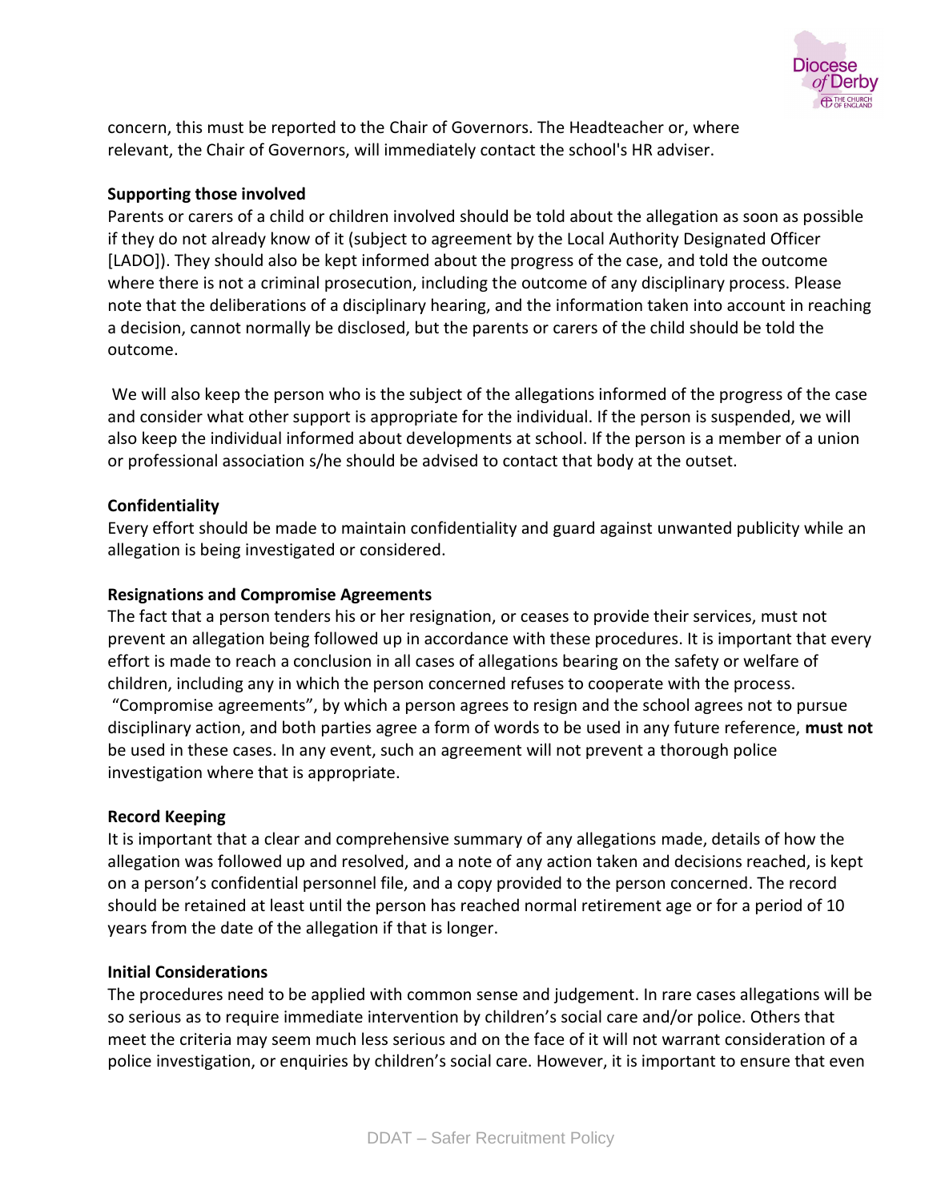concern, this must be reported to the Chair of Governors. The Headteacher or, where relevant, the Chair of Governors, will immediately contact the school's HR adviser.

**Supporting those involved**

Parents or carers of a child or children involved should be told about the allegation as soon as possible if they do not already know of it (subject to agreement by the Local Authority Designated Officer [LADO]). They should also be kept informed about the progress of the case, and told the outcome where there is not a criminal prosecution, including the outcome of any disciplinary process. Please note that the deliberations of a disciplinary hearing, and the information taken into account in reaching a decision, cannot normally be disclosed, but the parents or carers of the child should be told the outcome.

We will also keep the person who is the subject of the allegations informed of the progress of the case and consider what other support is appropriate for the individual. If the person is suspended, we will also keep the individual informed about developments at school. If the person is a member of a union or professional association s/he should be advised to contact that body at the outset.

**Confidentiality**

Every effort should be made to maintain confidentiality and guard against unwanted publicity while an allegation is being investigated or considered.

**Resignations and Compromise Agreements**

The fact that a person tenders his or her resignation, or ceases to provide their services, must not prevent an allegation being followed up in accordance with these procedures. It is important that every effort is made to reach a conclusion in all cases of allegations bearing on the safety or welfare of children, including any in which the person concerned refuses to cooperate with the process. "Compromise agreements", by which a person agrees to resign and the school agrees not to pursue disciplinary action, and both parties agree a form of words to be used in any future reference, **must not** be used in these cases. In any event, such an agreement will not prevent a thorough police investigation where that is appropriate.

**Record Keeping**

It is important that a clear and comprehensive summary of any allegations made, details of how the allegation was followed up and resolved, and a note of any action taken and decisions reached, is kept on a person's confidential personnel file, and a copy provided to the person concerned. The record should be retained at least until the person has reached normal retirement age or for a period of 10 years from the date of the allegation if that is longer.

**Initial Considerations**

The procedures need to be applied with common sense and judgement. In rare cases allegations will be so serious as to require immediate intervention by children's social care and/or police. Others that meet the criteria may seem much less serious and on the face of it will not warrant consideration of a police investigation, or enquiries by children's social care. However, it is important to ensure that even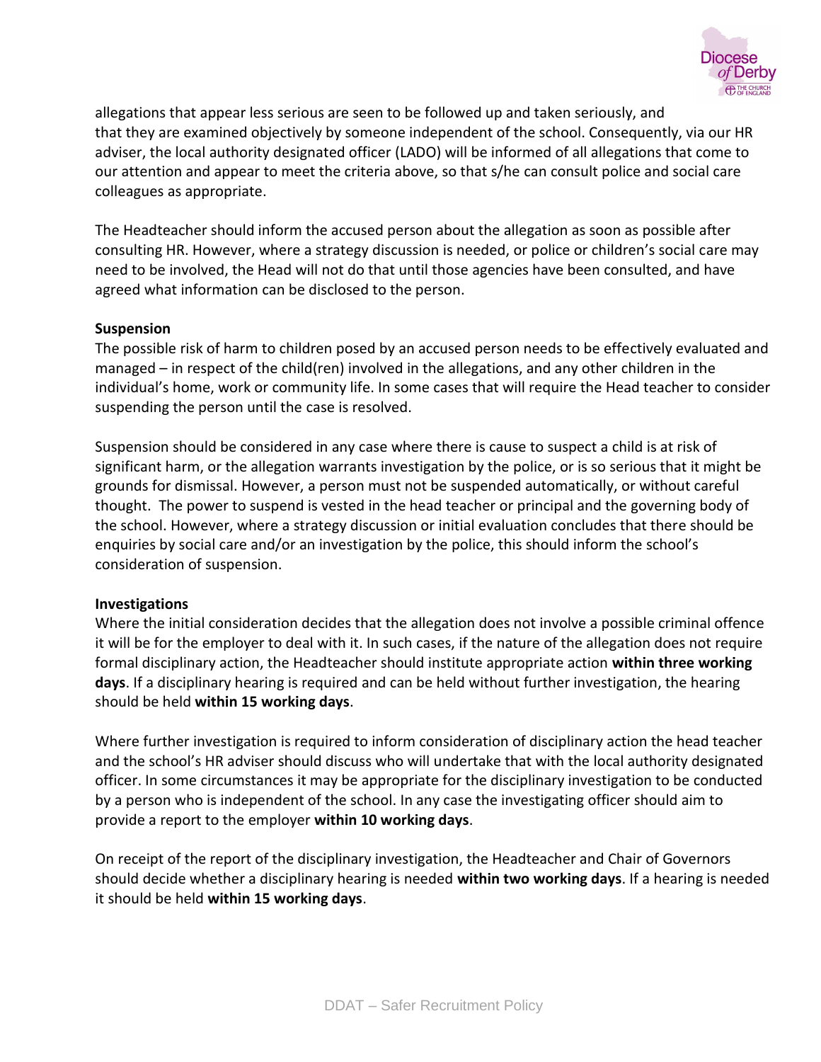allegations that appear less serious are seen to be followed up and taken seriously, and that they are examined objectively by someone independent of the school. Consequently, via our HR adviser, the local authority designated officer (LADO) will be informed of all allegations that come to our attention and appear to meet the criteria above, so that s/he can consult police and social care colleagues as appropriate.

The Headteacher should inform the accused person about the allegation as soon as possible after consulting HR. However, where a strategy discussion is needed, or police or children's social care may need to be involved, the Head will not do that until those agencies have been consulted, and have agreed what information can be disclosed to the person.

**Suspension**

The possible risk of harm to children posed by an accused person needs to be effectively evaluated and managed – in respect of the child(ren) involved in the allegations, and any other children in the individual's home, work or community life. In some cases that will require the Head teacher to consider suspending the person until the case is resolved.

Suspension should be considered in any case where there is cause to suspect a child is at risk of significant harm, or the allegation warrants investigation by the police, or is so serious that it might be grounds for dismissal. However, a person must not be suspended automatically, or without careful thought. The power to suspend is vested in the head teacher or principal and the governing body of the school. However, where a strategy discussion or initial evaluation concludes that there should be enquiries by social care and/or an investigation by the police, this should inform the school's consideration of suspension.

**Investigations**

Where the initial consideration decides that the allegation does not involve a possible criminal offence it will be for the employer to deal with it. In such cases, if the nature of the allegation does not require formal disciplinary action, the Headteacher should institute appropriate action **within three working days**. If a disciplinary hearing is required and can be held without further investigation, the hearing should be held **within 15 working days**.

Where further investigation is required to inform consideration of disciplinary action the head teacher and the school's HR adviser should discuss who will undertake that with the local authority designated officer. In some circumstances it may be appropriate for the disciplinary investigation to be conducted by a person who is independent of the school. In any case the investigating officer should aim to provide a report to the employer **within 10 working days**.

On receipt of the report of the disciplinary investigation, the Headteacher and Chair of Governors should decide whether a disciplinary hearing is needed **within two working days**. If a hearing is needed it should be held **within 15 working days**.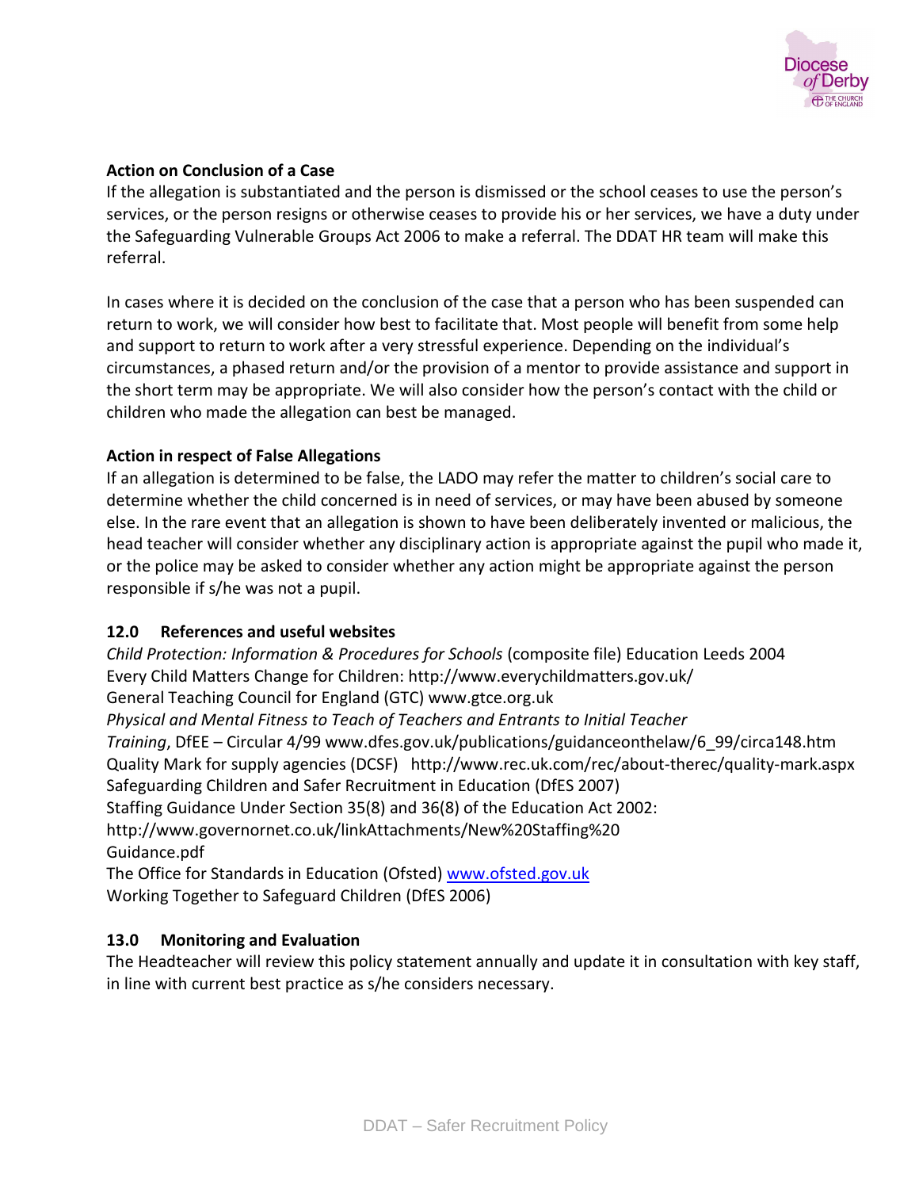**Action on Conclusion of a Case**

If the allegation is substantiated and the person is dismissed or the school ceases to use the person's services, or the person resigns or otherwise ceases to provide his or her services, we have a duty under the Safeguarding Vulnerable Groups Act 2006 to make a referral. The DDAT HR team will make this referral.

In cases where it is decided on the conclusion of the case that a person who has been suspended can return to work, we will consider how best to facilitate that. Most people will benefit from some help and support to return to work after a very stressful experience. Depending on the individual's circumstances, a phased return and/or the provision of a mentor to provide assistance and support in the short term may be appropriate. We will also consider how the person's contact with the child or children who made the allegation can best be managed.

**Action in respect of False Allegations**

If an allegation is determined to be false, the LADO may refer the matter to children's social care to determine whether the child concerned is in need of services, or may have been abused by someone else. In the rare event that an allegation is shown to have been deliberately invented or malicious, the head teacher will consider whether any disciplinary action is appropriate against the pupil who made it, or the police may be asked to consider whether any action might be appropriate against the person responsible if s/he was not a pupil.

## 12.0 References and useful websites

*Child Protection: Information & Procedures for Schools* (composite file) Education Leeds 2004
Every Child Matters Change for Children: http://www.everychildmatters.gov.uk/
General Teaching Council for England (GTC) www.gtce.org.uk
*Physical and Mental Fitness to Teach of Teachers and Entrants to Initial Teacher Training*, DfEE – Circular 4/99 www.dfes.gov.uk/publications/guidanceonthelaw/6_99/circa148.htm
Quality Mark for supply agencies (DCSF) http://www.rec.uk.com/rec/about-therec/quality-mark.aspx
Safeguarding Children and Safer Recruitment in Education (DfES 2007)
Staffing Guidance Under Section 35(8) and 36(8) of the Education Act 2002:
http://www.governornet.co.uk/linkAttachments/New%20Staffing%20
Guidance.pdf
The Office for Standards in Education (Ofsted) [www.ofsted.gov.uk](http://www.ofsted.gov.uk)
Working Together to Safeguard Children (DfES 2006)

## 13.0 Monitoring and Evaluation

The Headteacher will review this policy statement annually and update it in consultation with key staff, in line with current best practice as s/he considers necessary.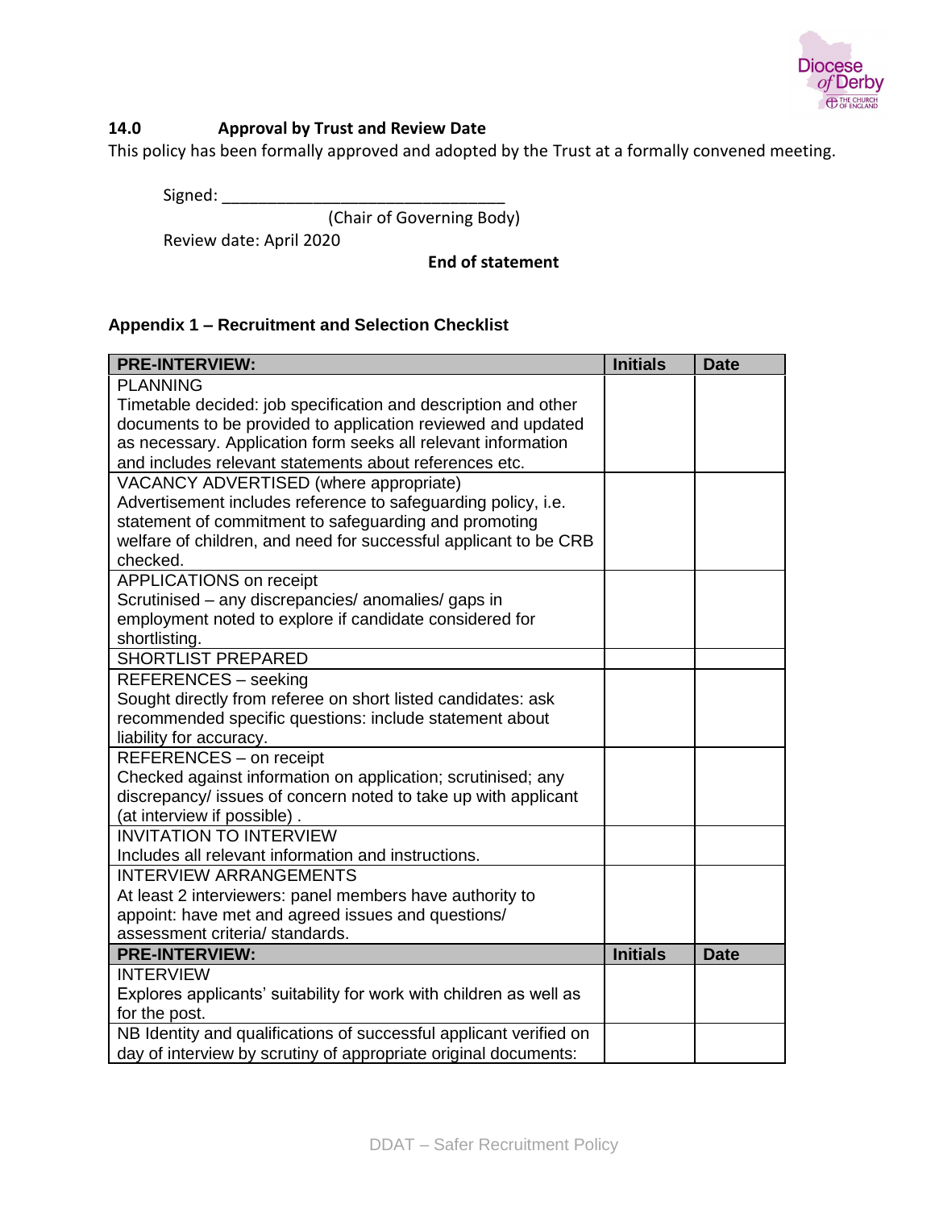### 14.0 Approval by Trust and Review Date

This policy has been formally approved and adopted by the Trust at a formally convened meeting.

Signed: ________________________________

(Chair of Governing Body)

Review date: April 2020

**End of statement**

### Appendix 1 – Recruitment and Selection Checklist

| PRE-INTERVIEW: | Initials | Date |
|---|---|---|
| PLANNING<br>Timetable decided: job specification and description and other documents to be provided to application reviewed and updated as necessary. Application form seeks all relevant information and includes relevant statements about references etc. | | |
| VACANCY ADVERTISED (where appropriate)<br>Advertisement includes reference to safeguarding policy, i.e. statement of commitment to safeguarding and promoting welfare of children, and need for successful applicant to be CRB checked. | | |
| APPLICATIONS on receipt<br>Scrutinised – any discrepancies/ anomalies/ gaps in employment noted to explore if candidate considered for shortlisting. | | |
| SHORTLIST PREPARED | | |
| REFERENCES – seeking<br>Sought directly from referee on short listed candidates: ask recommended specific questions: include statement about liability for accuracy. | | |
| REFERENCES – on receipt<br>Checked against information on application; scrutinised; any discrepancy/ issues of concern noted to take up with applicant (at interview if possible) . | | |
| INVITATION TO INTERVIEW<br>Includes all relevant information and instructions. | | |
| INTERVIEW ARRANGEMENTS<br>At least 2 interviewers: panel members have authority to appoint: have met and agreed issues and questions/ assessment criteria/ standards. | | |
| **PRE-INTERVIEW:** | **Initials** | **Date** |
| INTERVIEW<br>Explores applicants' suitability for work with children as well as for the post. | | |
| NB Identity and qualifications of successful applicant verified on day of interview by scrutiny of appropriate original documents: | | |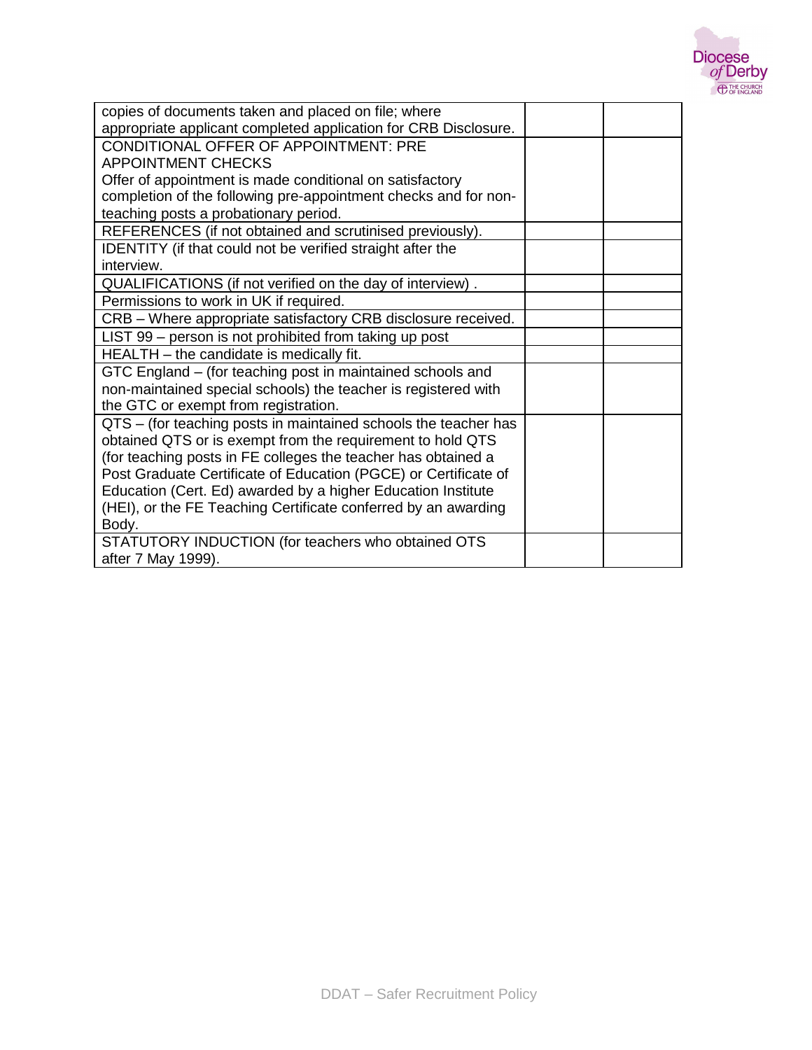| | | |
|---|---|---|
| copies of documents taken and placed on file; where appropriate applicant completed application for CRB Disclosure. | | |
| CONDITIONAL OFFER OF APPOINTMENT: PRE APPOINTMENT CHECKS<br>Offer of appointment is made conditional on satisfactory completion of the following pre-appointment checks and for non-teaching posts a probationary period. | | |
| REFERENCES (if not obtained and scrutinised previously). | | |
| IDENTITY (if that could not be verified straight after the interview. | | |
| QUALIFICATIONS (if not verified on the day of interview) . | | |
| Permissions to work in UK if required. | | |
| CRB – Where appropriate satisfactory CRB disclosure received. | | |
| LIST 99 – person is not prohibited from taking up post | | |
| HEALTH – the candidate is medically fit. | | |
| GTC England – (for teaching post in maintained schools and non-maintained special schools) the teacher is registered with the GTC or exempt from registration. | | |
| QTS – (for teaching posts in maintained schools the teacher has obtained QTS or is exempt from the requirement to hold QTS (for teaching posts in FE colleges the teacher has obtained a Post Graduate Certificate of Education (PGCE) or Certificate of Education (Cert. Ed) awarded by a higher Education Institute (HEI), or the FE Teaching Certificate conferred by an awarding Body. | | |
| STATUTORY INDUCTION (for teachers who obtained OTS after 7 May 1999). | | |